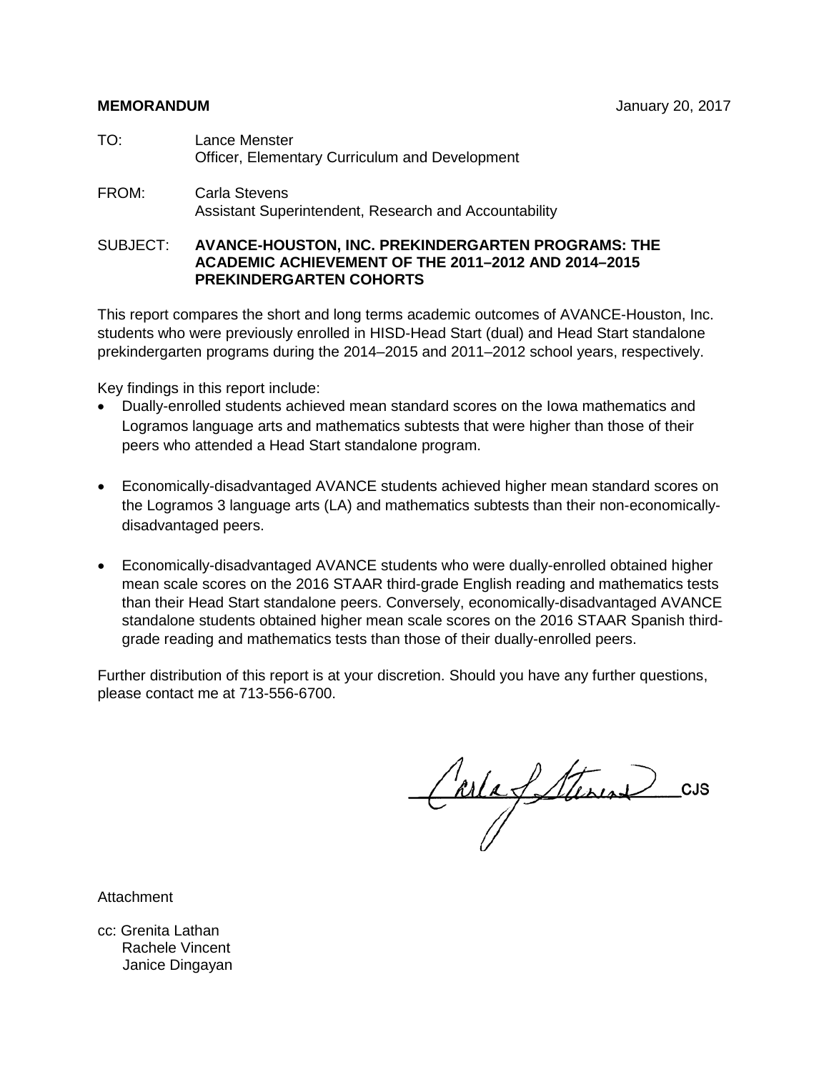**MEMORANDUM** January 20, 2017

TO: Lance Menster
Officer, Elementary Curriculum and Development

FROM: Carla Stevens
Assistant Superintendent, Research and Accountability

SUBJECT: **AVANCE-HOUSTON, INC. PREKINDERGARTEN PROGRAMS: THE ACADEMIC ACHIEVEMENT OF THE 2011–2012 AND 2014–2015 PREKINDERGARTEN COHORTS**

This report compares the short and long terms academic outcomes of AVANCE-Houston, Inc. students who were previously enrolled in HISD-Head Start (dual) and Head Start standalone prekindergarten programs during the 2014–2015 and 2011–2012 school years, respectively.

Key findings in this report include:

- Dually-enrolled students achieved mean standard scores on the Iowa mathematics and Logramos language arts and mathematics subtests that were higher than those of their peers who attended a Head Start standalone program.

- Economically-disadvantaged AVANCE students achieved higher mean standard scores on the Logramos 3 language arts (LA) and mathematics subtests than their non-economically-disadvantaged peers.

- Economically-disadvantaged AVANCE students who were dually-enrolled obtained higher mean scale scores on the 2016 STAAR third-grade English reading and mathematics tests than their Head Start standalone peers. Conversely, economically-disadvantaged AVANCE standalone students obtained higher mean scale scores on the 2016 STAAR Spanish third-grade reading and mathematics tests than those of their dually-enrolled peers.

Further distribution of this report is at your discretion. Should you have any further questions, please contact me at 713-556-6700.

CJS

Attachment

cc: Grenita Lathan
Rachele Vincent
Janice Dingayan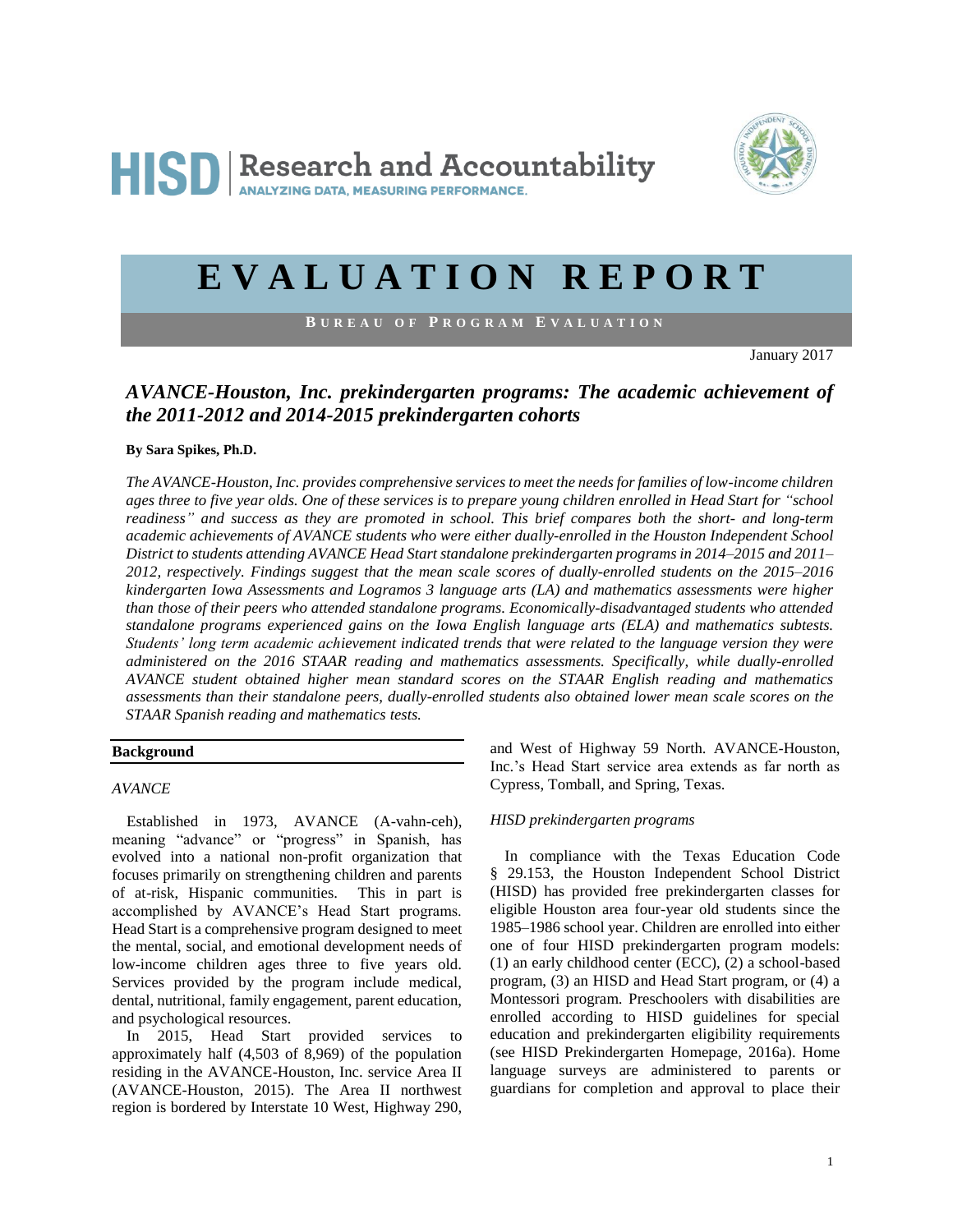# EVALUATION REPORT

**Bureau of Program Evaluation**

January 2017

## *AVANCE-Houston, Inc. prekindergarten programs: The academic achievement of the 2011-2012 and 2014-2015 prekindergarten cohorts*

**By Sara Spikes, Ph.D.**

*The AVANCE-Houston, Inc. provides comprehensive services to meet the needs for families of low-income children ages three to five year olds. One of these services is to prepare young children enrolled in Head Start for "school readiness" and success as they are promoted in school. This brief compares both the short- and long-term academic achievements of AVANCE students who were either dually-enrolled in the Houston Independent School District to students attending AVANCE Head Start standalone prekindergarten programs in 2014–2015 and 2011–2012, respectively. Findings suggest that the mean scale scores of dually-enrolled students on the 2015–2016 kindergarten Iowa Assessments and Logramos 3 language arts (LA) and mathematics assessments were higher than those of their peers who attended standalone programs. Economically-disadvantaged students who attended standalone programs experienced gains on the Iowa English language arts (ELA) and mathematics subtests. Students' long term academic achievement indicated trends that were related to the language version they were administered on the 2016 STAAR reading and mathematics assessments. Specifically, while dually-enrolled AVANCE student obtained higher mean standard scores on the STAAR English reading and mathematics assessments than their standalone peers, dually-enrolled students also obtained lower mean scale scores on the STAAR Spanish reading and mathematics tests.*

### Background

*AVANCE*

Established in 1973, AVANCE (A-vahn-ceh), meaning "advance" or "progress" in Spanish, has evolved into a national non-profit organization that focuses primarily on strengthening children and parents of at-risk, Hispanic communities. This in part is accomplished by AVANCE's Head Start programs. Head Start is a comprehensive program designed to meet the mental, social, and emotional development needs of low-income children ages three to five years old. Services provided by the program include medical, dental, nutritional, family engagement, parent education, and psychological resources.

In 2015, Head Start provided services to approximately half (4,503 of 8,969) of the population residing in the AVANCE-Houston, Inc. service Area II (AVANCE-Houston, 2015). The Area II northwest region is bordered by Interstate 10 West, Highway 290, and West of Highway 59 North. AVANCE-Houston, Inc.'s Head Start service area extends as far north as Cypress, Tomball, and Spring, Texas.

*HISD prekindergarten programs*

In compliance with the Texas Education Code § 29.153, the Houston Independent School District (HISD) has provided free prekindergarten classes for eligible Houston area four-year old students since the 1985–1986 school year. Children are enrolled into either one of four HISD prekindergarten program models: (1) an early childhood center (ECC), (2) a school-based program, (3) an HISD and Head Start program, or (4) a Montessori program. Preschoolers with disabilities are enrolled according to HISD guidelines for special education and prekindergarten eligibility requirements (see HISD Prekindergarten Homepage, 2016a). Home language surveys are administered to parents or guardians for completion and approval to place their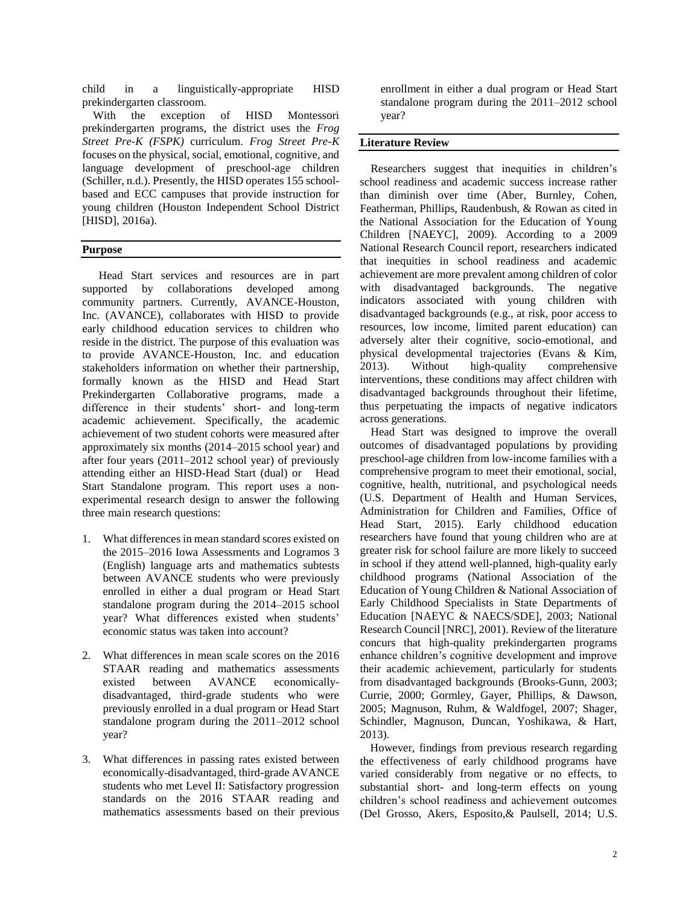child in a linguistically-appropriate HISD prekindergarten classroom.

With the exception of HISD Montessori prekindergarten programs, the district uses the *Frog Street Pre-K (FSPK)* curriculum. *Frog Street Pre-K* focuses on the physical, social, emotional, cognitive, and language development of preschool-age children (Schiller, n.d.). Presently, the HISD operates 155 school-based and ECC campuses that provide instruction for young children (Houston Independent School District [HISD], 2016a).

## Purpose

Head Start services and resources are in part supported by collaborations developed among community partners. Currently, AVANCE-Houston, Inc. (AVANCE), collaborates with HISD to provide early childhood education services to children who reside in the district. The purpose of this evaluation was to provide AVANCE-Houston, Inc. and education stakeholders information on whether their partnership, formally known as the HISD and Head Start Prekindergarten Collaborative programs, made a difference in their students' short- and long-term academic achievement. Specifically, the academic achievement of two student cohorts were measured after approximately six months (2014–2015 school year) and after four years (2011–2012 school year) of previously attending either an HISD-Head Start (dual) or Head Start Standalone program. This report uses a non-experimental research design to answer the following three main research questions:

1. What differences in mean standard scores existed on the 2015–2016 Iowa Assessments and Logramos 3 (English) language arts and mathematics subtests between AVANCE students who were previously enrolled in either a dual program or Head Start standalone program during the 2014–2015 school year? What differences existed when students' economic status was taken into account?

2. What differences in mean scale scores on the 2016 STAAR reading and mathematics assessments existed between AVANCE economically-disadvantaged, third-grade students who were previously enrolled in a dual program or Head Start standalone program during the 2011–2012 school year?

3. What differences in passing rates existed between economically-disadvantaged, third-grade AVANCE students who met Level II: Satisfactory progression standards on the 2016 STAAR reading and mathematics assessments based on their previous enrollment in either a dual program or Head Start standalone program during the 2011–2012 school year?

## Literature Review

Researchers suggest that inequities in children's school readiness and academic success increase rather than diminish over time (Aber, Burnley, Cohen, Featherman, Phillips, Raudenbush, & Rowan as cited in the National Association for the Education of Young Children [NAEYC], 2009). According to a 2009 National Research Council report, researchers indicated that inequities in school readiness and academic achievement are more prevalent among children of color with disadvantaged backgrounds. The negative indicators associated with young children with disadvantaged backgrounds (e.g., at risk, poor access to resources, low income, limited parent education) can adversely alter their cognitive, socio-emotional, and physical developmental trajectories (Evans & Kim, 2013). Without high-quality comprehensive interventions, these conditions may affect children with disadvantaged backgrounds throughout their lifetime, thus perpetuating the impacts of negative indicators across generations.

Head Start was designed to improve the overall outcomes of disadvantaged populations by providing preschool-age children from low-income families with a comprehensive program to meet their emotional, social, cognitive, health, nutritional, and psychological needs (U.S. Department of Health and Human Services, Administration for Children and Families, Office of Head Start, 2015). Early childhood education researchers have found that young children who are at greater risk for school failure are more likely to succeed in school if they attend well-planned, high-quality early childhood programs (National Association of the Education of Young Children & National Association of Early Childhood Specialists in State Departments of Education [NAEYC & NAECS/SDE], 2003; National Research Council [NRC], 2001). Review of the literature concurs that high-quality prekindergarten programs enhance children's cognitive development and improve their academic achievement, particularly for students from disadvantaged backgrounds (Brooks-Gunn, 2003; Currie, 2000; Gormley, Gayer, Phillips, & Dawson, 2005; Magnuson, Ruhm, & Waldfogel, 2007; Shager, Schindler, Magnuson, Duncan, Yoshikawa, & Hart, 2013).

However, findings from previous research regarding the effectiveness of early childhood programs have varied considerably from negative or no effects, to substantial short- and long-term effects on young children's school readiness and achievement outcomes (Del Grosso, Akers, Esposito,& Paulsell, 2014; U.S.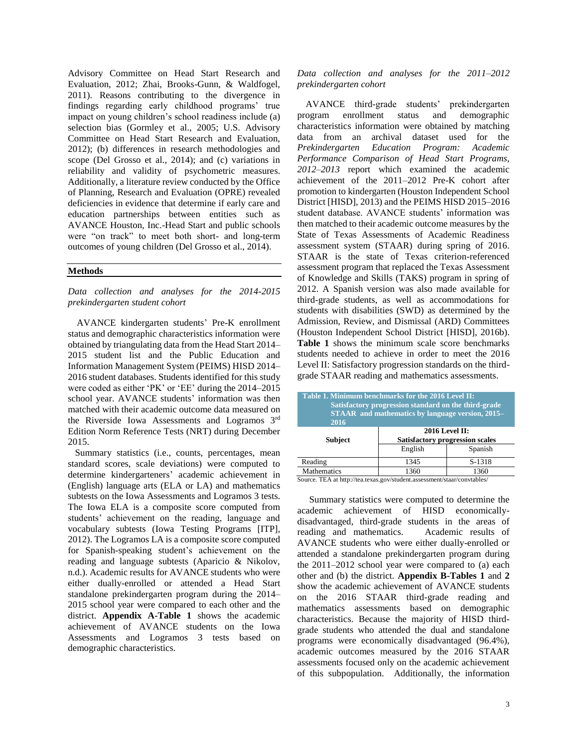Advisory Committee on Head Start Research and Evaluation, 2012; Zhai, Brooks-Gunn, & Waldfogel, 2011). Reasons contributing to the divergence in findings regarding early childhood programs' true impact on young children's school readiness include (a) selection bias (Gormley et al., 2005; U.S. Advisory Committee on Head Start Research and Evaluation, 2012); (b) differences in research methodologies and scope (Del Grosso et al., 2014); and (c) variations in reliability and validity of psychometric measures. Additionally, a literature review conducted by the Office of Planning, Research and Evaluation (OPRE) revealed deficiencies in evidence that determine if early care and education partnerships between entities such as AVANCE Houston, Inc.-Head Start and public schools were "on track" to meet both short- and long-term outcomes of young children (Del Grosso et al., 2014).

## Methods

*Data collection and analyses for the 2014-2015 prekindergarten student cohort*

AVANCE kindergarten students' Pre-K enrollment status and demographic characteristics information were obtained by triangulating data from the Head Start 2014–2015 student list and the Public Education and Information Management System (PEIMS) HISD 2014–2016 student databases. Students identified for this study were coded as either 'PK' or 'EE' during the 2014–2015 school year. AVANCE students' information was then matched with their academic outcome data measured on the Riverside Iowa Assessments and Logramos 3rd Edition Norm Reference Tests (NRT) during December 2015.

Summary statistics (i.e., counts, percentages, mean standard scores, scale deviations) were computed to determine kindergarteners' academic achievement in (English) language arts (ELA or LA) and mathematics subtests on the Iowa Assessments and Logramos 3 tests. The Iowa ELA is a composite score computed from students' achievement on the reading, language and vocabulary subtests (Iowa Testing Programs [ITP], 2012). The Logramos LA is a composite score computed for Spanish-speaking student's achievement on the reading and language subtests (Aparicio & Nikolov, n.d.). Academic results for AVANCE students who were either dually-enrolled or attended a Head Start standalone prekindergarten program during the 2014–2015 school year were compared to each other and the district. **Appendix A-Table 1** shows the academic achievement of AVANCE students on the Iowa Assessments and Logramos 3 tests based on demographic characteristics.

*Data collection and analyses for the 2011–2012 prekindergarten cohort*

AVANCE third-grade students' prekindergarten program enrollment status and demographic characteristics information were obtained by matching data from an archival dataset used for the *Prekindergarten Education Program: Academic Performance Comparison of Head Start Programs, 2012–2013* report which examined the academic achievement of the 2011–2012 Pre-K cohort after promotion to kindergarten (Houston Independent School District [HISD], 2013) and the PEIMS HISD 2015–2016 student database. AVANCE students' information was then matched to their academic outcome measures by the State of Texas Assessments of Academic Readiness assessment system (STAAR) during spring of 2016. STAAR is the state of Texas criterion-referenced assessment program that replaced the Texas Assessment of Knowledge and Skills (TAKS) program in spring of 2012. A Spanish version was also made available for third-grade students, as well as accommodations for students with disabilities (SWD) as determined by the Admission, Review, and Dismissal (ARD) Committees (Houston Independent School District [HISD], 2016b). **Table 1** shows the minimum scale score benchmarks students needed to achieve in order to meet the 2016 Level II: Satisfactory progression standards on the third-grade STAAR reading and mathematics assessments.

**Table 1. Minimum benchmarks for the 2016 Level II: Satisfactory progression standard on the third-grade STAAR and mathematics by language version, 2015–2016**

| Subject | 2016 Level II: Satisfactory progression scales | |
|---|---|---|
| | English | Spanish |
| Reading | 1345 | S-1318 |
| Mathematics | 1360 | 1360 |

Source. TEA at http://tea.texas.gov/student.assessment/staar/convtables/

Summary statistics were computed to determine the academic achievement of HISD economically-disadvantaged, third-grade students in the areas of reading and mathematics. Academic results of AVANCE students who were either dually-enrolled or attended a standalone prekindergarten program during the 2011–2012 school year were compared to (a) each other and (b) the district. **Appendix B-Tables 1** and **2** show the academic achievement of AVANCE students on the 2016 STAAR third-grade reading and mathematics assessments based on demographic characteristics. Because the majority of HISD third-grade students who attended the dual and standalone programs were economically disadvantaged (96.4%), academic outcomes measured by the 2016 STAAR assessments focused only on the academic achievement of this subpopulation. Additionally, the information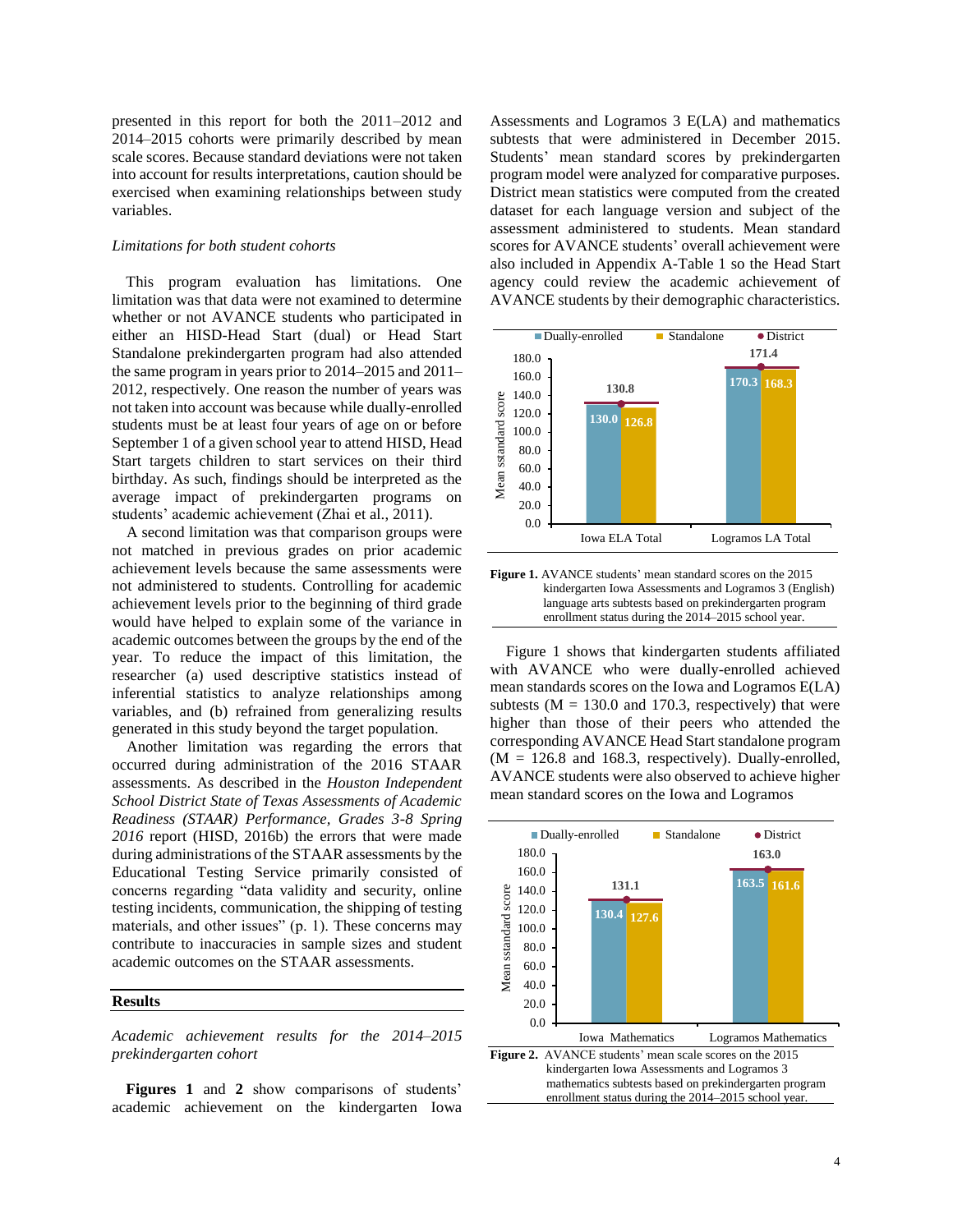presented in this report for both the 2011–2012 and 2014–2015 cohorts were primarily described by mean scale scores. Because standard deviations were not taken into account for results interpretations, caution should be exercised when examining relationships between study variables.

*Limitations for both student cohorts*

This program evaluation has limitations. One limitation was that data were not examined to determine whether or not AVANCE students who participated in either an HISD-Head Start (dual) or Head Start Standalone prekindergarten program had also attended the same program in years prior to 2014–2015 and 2011–2012, respectively. One reason the number of years was not taken into account was because while dually-enrolled students must be at least four years of age on or before September 1 of a given school year to attend HISD, Head Start targets children to start services on their third birthday. As such, findings should be interpreted as the average impact of prekindergarten programs on students' academic achievement (Zhai et al., 2011).

A second limitation was that comparison groups were not matched in previous grades on prior academic achievement levels because the same assessments were not administered to students. Controlling for academic achievement levels prior to the beginning of third grade would have helped to explain some of the variance in academic outcomes between the groups by the end of the year. To reduce the impact of this limitation, the researcher (a) used descriptive statistics instead of inferential statistics to analyze relationships among variables, and (b) refrained from generalizing results generated in this study beyond the target population.

Another limitation was regarding the errors that occurred during administration of the 2016 STAAR assessments. As described in the *Houston Independent School District State of Texas Assessments of Academic Readiness (STAAR) Performance, Grades 3-8 Spring 2016* report (HISD, 2016b) the errors that were made during administrations of the STAAR assessments by the Educational Testing Service primarily consisted of concerns regarding "data validity and security, online testing incidents, communication, the shipping of testing materials, and other issues" (p. 1). These concerns may contribute to inaccuracies in sample sizes and student academic outcomes on the STAAR assessments.

## Results

*Academic achievement results for the 2014–2015 prekindergarten cohort*

**Figures 1** and **2** show comparisons of students' academic achievement on the kindergarten Iowa Assessments and Logramos 3 E(LA) and mathematics subtests that were administered in December 2015. Students' mean standard scores by prekindergarten program model were analyzed for comparative purposes. District mean statistics were computed from the created dataset for each language version and subject of the assessment administered to students. Mean standard scores for AVANCE students' overall achievement were also included in Appendix A-Table 1 so the Head Start agency could review the academic achievement of AVANCE students by their demographic characteristics.

| | Dually-enrolled | Standalone | District |
|---|---|---|---|
| Iowa ELA Total | 130.0 | 126.8 | 130.8 |
| Logramos LA Total | 170.3 | 168.3 | 171.4 |

**Figure 1.** AVANCE students' mean standard scores on the 2015 kindergarten Iowa Assessments and Logramos 3 (English) language arts subtests based on prekindergarten program enrollment status during the 2014–2015 school year.

Figure 1 shows that kindergarten students affiliated with AVANCE who were dually-enrolled achieved mean standards scores on the Iowa and Logramos E(LA) subtests (M = 130.0 and 170.3, respectively) that were higher than those of their peers who attended the corresponding AVANCE Head Start standalone program (M = 126.8 and 168.3, respectively). Dually-enrolled, AVANCE students were also observed to achieve higher mean standard scores on the Iowa and Logramos

| | Dually-enrolled | Standalone | District |
|---|---|---|---|
| Iowa Mathematics | 130.4 | 127.6 | 131.1 |
| Logramos Mathematics | 163.5 | 161.6 | 163.0 |

**Figure 2.** AVANCE students' mean scale scores on the 2015 kindergarten Iowa Assessments and Logramos 3 mathematics subtests based on prekindergarten program enrollment status during the 2014–2015 school year.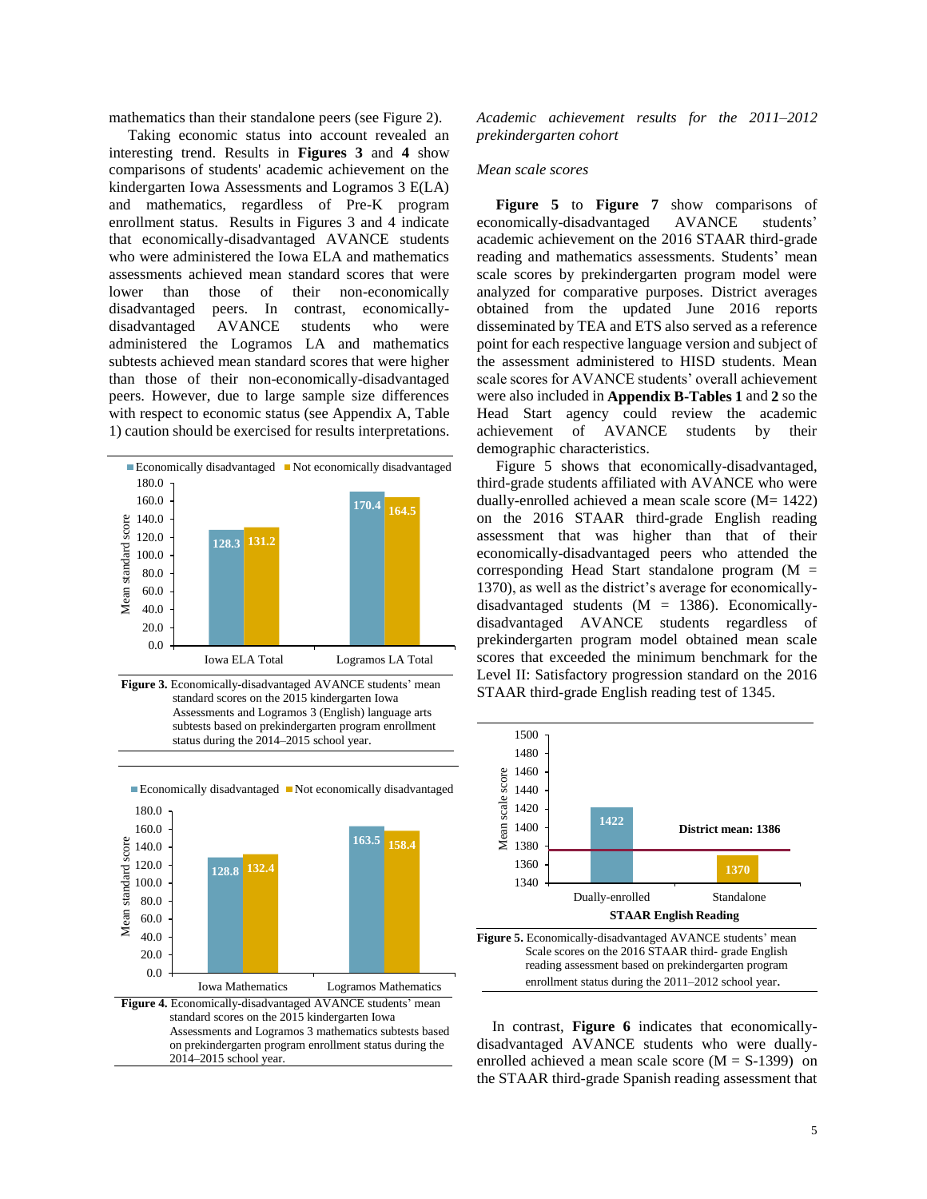mathematics than their standalone peers (see Figure 2).

Taking economic status into account revealed an interesting trend. Results in **Figures 3** and **4** show comparisons of students' academic achievement on the kindergarten Iowa Assessments and Logramos 3 E(LA) and mathematics, regardless of Pre-K program enrollment status. Results in Figures 3 and 4 indicate that economically-disadvantaged AVANCE students who were administered the Iowa ELA and mathematics assessments achieved mean standard scores that were lower than those of their non-economically disadvantaged peers. In contrast, economically-disadvantaged AVANCE students who were administered the Logramos LA and mathematics subtests achieved mean standard scores that were higher than those of their non-economically-disadvantaged peers. However, due to large sample size differences with respect to economic status (see Appendix A, Table 1) caution should be exercised for results interpretations.

| | Economically disadvantaged | Not economically disadvantaged |
|---|---|---|
| Iowa ELA Total | 128.3 | 131.2 |
| Logramos LA Total | 170.4 | 164.5 |

**Figure 3.** Economically-disadvantaged AVANCE students' mean standard scores on the 2015 kindergarten Iowa Assessments and Logramos 3 (English) language arts subtests based on prekindergarten program enrollment status during the 2014–2015 school year.

| | Economically disadvantaged | Not economically disadvantaged |
|---|---|---|
| Iowa Mathematics | 128.8 | 132.4 |
| Logramos Mathematics | 163.5 | 158.4 |

**Figure 4.** Economically-disadvantaged AVANCE students' mean standard scores on the 2015 kindergarten Iowa Assessments and Logramos 3 mathematics subtests based on prekindergarten program enrollment status during the 2014–2015 school year.

*Academic achievement results for the 2011–2012 prekindergarten cohort*

*Mean scale scores*

**Figure 5** to **Figure 7** show comparisons of economically-disadvantaged AVANCE students' academic achievement on the 2016 STAAR third-grade reading and mathematics assessments. Students' mean scale scores by prekindergarten program model were analyzed for comparative purposes. District averages obtained from the updated June 2016 reports disseminated by TEA and ETS also served as a reference point for each respective language version and subject of the assessment administered to HISD students. Mean scale scores for AVANCE students' overall achievement were also included in **Appendix B-Tables 1** and **2** so the Head Start agency could review the academic achievement of AVANCE students by their demographic characteristics.

Figure 5 shows that economically-disadvantaged, third-grade students affiliated with AVANCE who were dually-enrolled achieved a mean scale score (M= 1422) on the 2016 STAAR third-grade English reading assessment that was higher than that of their economically-disadvantaged peers who attended the corresponding Head Start standalone program (M = 1370), as well as the district's average for economically-disadvantaged students (M = 1386). Economically-disadvantaged AVANCE students regardless of prekindergarten program model obtained mean scale scores that exceeded the minimum benchmark for the Level II: Satisfactory progression standard on the 2016 STAAR third-grade English reading test of 1345.

| STAAR English Reading | Mean scale score |
|---|---|
| Dually-enrolled | 1422 |
| Standalone | 1370 |
| District mean | 1386 |

**Figure 5.** Economically-disadvantaged AVANCE students' mean Scale scores on the 2016 STAAR third- grade English reading assessment based on prekindergarten program enrollment status during the 2011–2012 school year.

In contrast, **Figure 6** indicates that economically-disadvantaged AVANCE students who were dually-enrolled achieved a mean scale score (M = S-1399) on the STAAR third-grade Spanish reading assessment that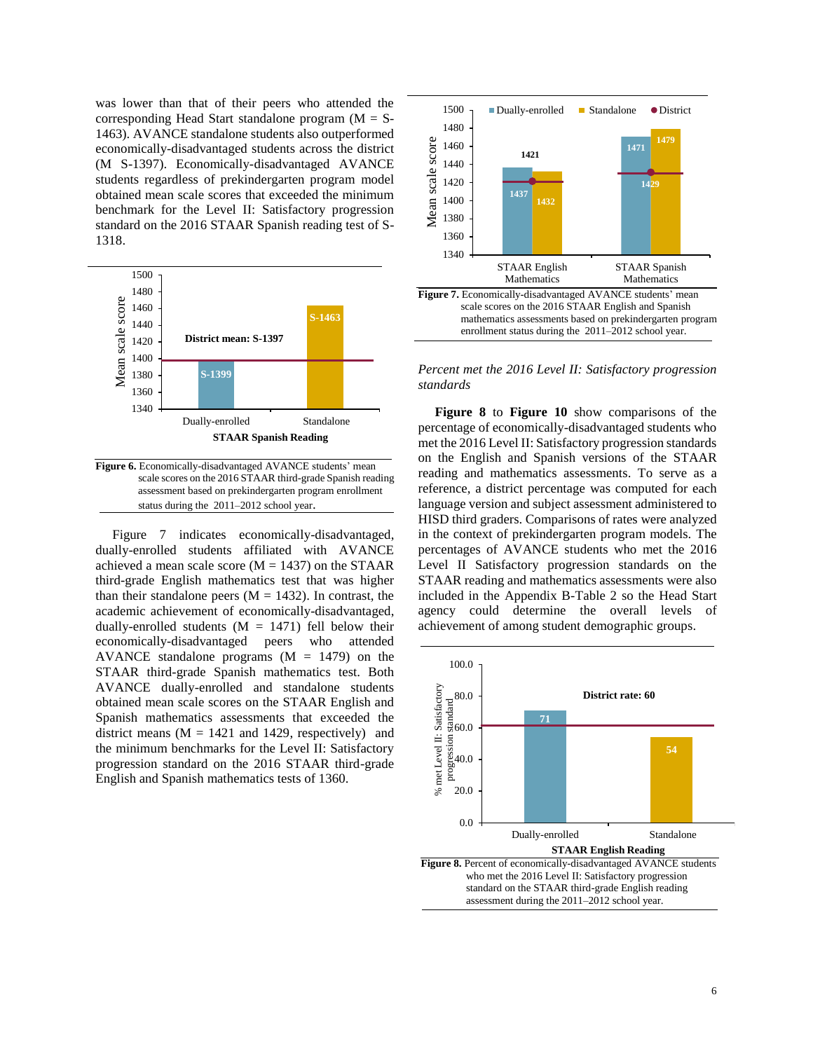was lower than that of their peers who attended the corresponding Head Start standalone program (M = S-1463). AVANCE standalone students also outperformed economically-disadvantaged students across the district (M S-1397). Economically-disadvantaged AVANCE students regardless of prekindergarten program model obtained mean scale scores that exceeded the minimum benchmark for the Level II: Satisfactory progression standard on the 2016 STAAR Spanish reading test of S-1318.

**Figure 6.** Economically-disadvantaged AVANCE students' mean scale scores on the 2016 STAAR third-grade Spanish reading assessment based on prekindergarten program enrollment status during the 2011–2012 school year.

Figure 7 indicates economically-disadvantaged, dually-enrolled students affiliated with AVANCE achieved a mean scale score (M = 1437) on the STAAR third-grade English mathematics test that was higher than their standalone peers (M = 1432). In contrast, the academic achievement of economically-disadvantaged, dually-enrolled students (M = 1471) fell below their economically-disadvantaged peers who attended AVANCE standalone programs (M = 1479) on the STAAR third-grade Spanish mathematics test. Both AVANCE dually-enrolled and standalone students obtained mean scale scores on the STAAR English and Spanish mathematics assessments that exceeded the district means (M = 1421 and 1429, respectively) and the minimum benchmarks for the Level II: Satisfactory progression standard on the 2016 STAAR third-grade English and Spanish mathematics tests of 1360.

**Figure 7.** Economically-disadvantaged AVANCE students' mean scale scores on the 2016 STAAR English and Spanish mathematics assessments based on prekindergarten program enrollment status during the 2011–2012 school year.

*Percent met the 2016 Level II: Satisfactory progression standards*

**Figure 8** to **Figure 10** show comparisons of the percentage of economically-disadvantaged students who met the 2016 Level II: Satisfactory progression standards on the English and Spanish versions of the STAAR reading and mathematics assessments. To serve as a reference, a district percentage was computed for each language version and subject assessment administered to HISD third graders. Comparisons of rates were analyzed in the context of prekindergarten program models. The percentages of AVANCE students who met the 2016 Level II Satisfactory progression standards on the STAAR reading and mathematics assessments were also included in the Appendix B-Table 2 so the Head Start agency could determine the overall levels of achievement of among student demographic groups.

**Figure 8.** Percent of economically-disadvantaged AVANCE students who met the 2016 Level II: Satisfactory progression standard on the STAAR third-grade English reading assessment during the 2011–2012 school year.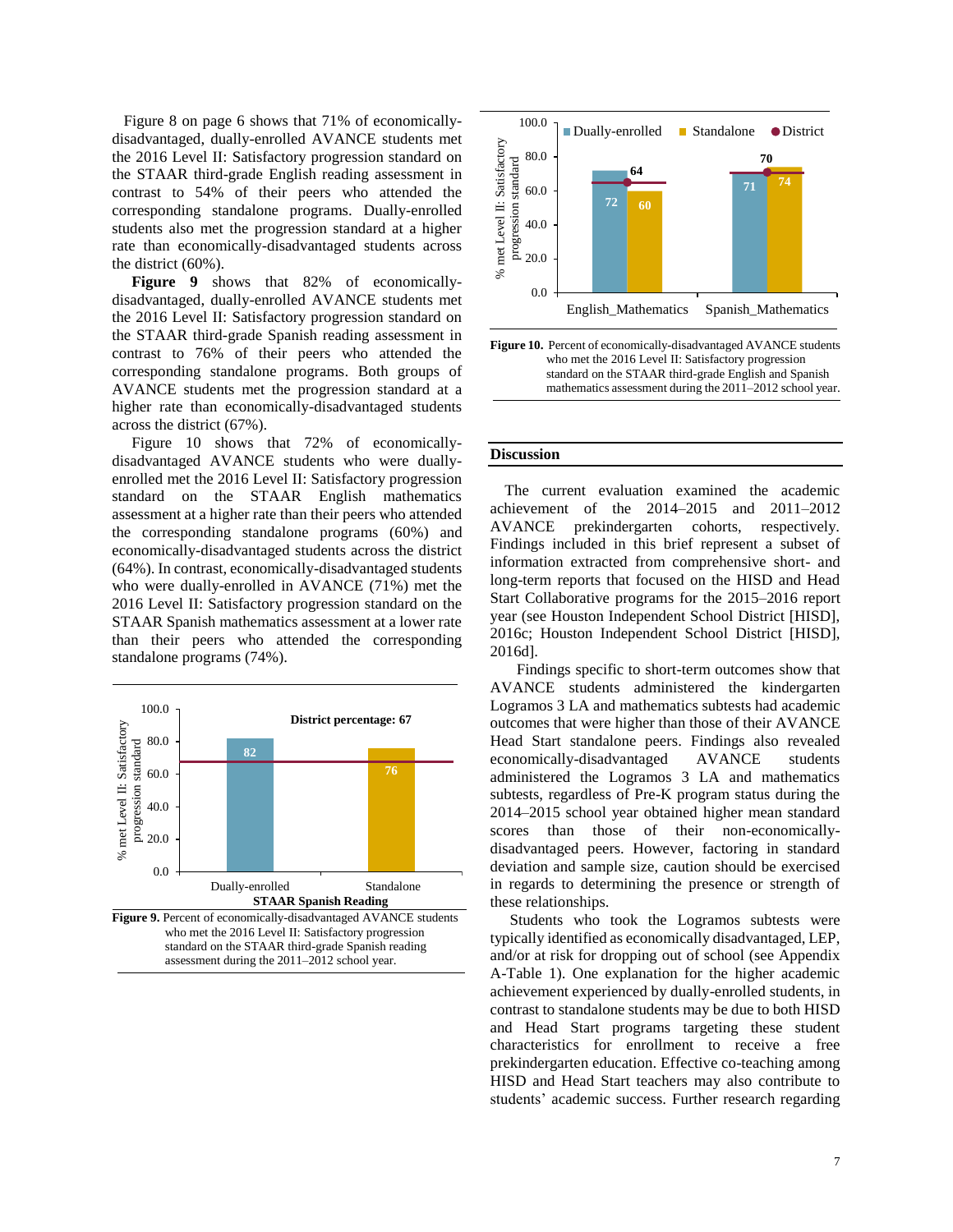Figure 8 on page 6 shows that 71% of economically-disadvantaged, dually-enrolled AVANCE students met the 2016 Level II: Satisfactory progression standard on the STAAR third-grade English reading assessment in contrast to 54% of their peers who attended the corresponding standalone programs. Dually-enrolled students also met the progression standard at a higher rate than economically-disadvantaged students across the district (60%).

**Figure 9** shows that 82% of economically-disadvantaged, dually-enrolled AVANCE students met the 2016 Level II: Satisfactory progression standard on the STAAR third-grade Spanish reading assessment in contrast to 76% of their peers who attended the corresponding standalone programs. Both groups of AVANCE students met the progression standard at a higher rate than economically-disadvantaged students across the district (67%).

Figure 10 shows that 72% of economically-disadvantaged AVANCE students who were dually-enrolled met the 2016 Level II: Satisfactory progression standard on the STAAR English mathematics assessment at a higher rate than their peers who attended the corresponding standalone programs (60%) and economically-disadvantaged students across the district (64%). In contrast, economically-disadvantaged students who were dually-enrolled in AVANCE (71%) met the 2016 Level II: Satisfactory progression standard on the STAAR Spanish mathematics assessment at a lower rate than their peers who attended the corresponding standalone programs (74%).

| STAAR Spanish Reading | % met Level II: Satisfactory progression standard |
|---|---|
| Dually-enrolled | 82 |
| Standalone | 76 |
| District percentage | 67 |

**Figure 9.** Percent of economically-disadvantaged AVANCE students who met the 2016 Level II: Satisfactory progression standard on the STAAR third-grade Spanish reading assessment during the 2011–2012 school year.

| | Dually-enrolled | Standalone | District |
|---|---|---|---|
| English_Mathematics | 72 | 60 | 64 |
| Spanish_Mathematics | 71 | 74 | 70 |

**Figure 10.** Percent of economically-disadvantaged AVANCE students who met the 2016 Level II: Satisfactory progression standard on the STAAR third-grade English and Spanish mathematics assessment during the 2011–2012 school year.

## Discussion

The current evaluation examined the academic achievement of the 2014–2015 and 2011–2012 AVANCE prekindergarten cohorts, respectively. Findings included in this brief represent a subset of information extracted from comprehensive short- and long-term reports that focused on the HISD and Head Start Collaborative programs for the 2015–2016 report year (see Houston Independent School District [HISD], 2016c; Houston Independent School District [HISD], 2016d].

Findings specific to short-term outcomes show that AVANCE students administered the kindergarten Logramos 3 LA and mathematics subtests had academic outcomes that were higher than those of their AVANCE Head Start standalone peers. Findings also revealed economically-disadvantaged AVANCE students administered the Logramos 3 LA and mathematics subtests, regardless of Pre-K program status during the 2014–2015 school year obtained higher mean standard scores than those of their non-economically-disadvantaged peers. However, factoring in standard deviation and sample size, caution should be exercised in regards to determining the presence or strength of these relationships.

Students who took the Logramos subtests were typically identified as economically disadvantaged, LEP, and/or at risk for dropping out of school (see Appendix A-Table 1). One explanation for the higher academic achievement experienced by dually-enrolled students, in contrast to standalone students may be due to both HISD and Head Start programs targeting these student characteristics for enrollment to receive a free prekindergarten education. Effective co-teaching among HISD and Head Start teachers may also contribute to students' academic success. Further research regarding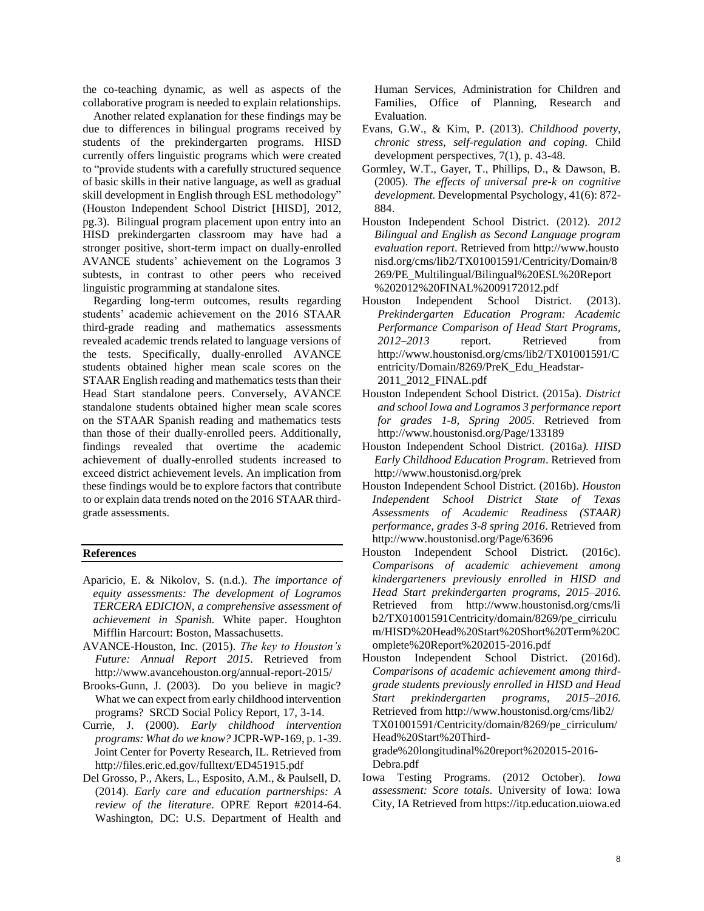the co-teaching dynamic, as well as aspects of the collaborative program is needed to explain relationships.

Another related explanation for these findings may be due to differences in bilingual programs received by students of the prekindergarten programs. HISD currently offers linguistic programs which were created to "provide students with a carefully structured sequence of basic skills in their native language, as well as gradual skill development in English through ESL methodology" (Houston Independent School District [HISD], 2012, pg.3). Bilingual program placement upon entry into an HISD prekindergarten classroom may have had a stronger positive, short-term impact on dually-enrolled AVANCE students' achievement on the Logramos 3 subtests, in contrast to other peers who received linguistic programming at standalone sites.

Regarding long-term outcomes, results regarding students' academic achievement on the 2016 STAAR third-grade reading and mathematics assessments revealed academic trends related to language versions of the tests. Specifically, dually-enrolled AVANCE students obtained higher mean scale scores on the STAAR English reading and mathematics tests than their Head Start standalone peers. Conversely, AVANCE standalone students obtained higher mean scale scores on the STAAR Spanish reading and mathematics tests than those of their dually-enrolled peers. Additionally, findings revealed that overtime the academic achievement of dually-enrolled students increased to exceed district achievement levels. An implication from these findings would be to explore factors that contribute to or explain data trends noted on the 2016 STAAR third-grade assessments.

## References

Aparicio, E. & Nikolov, S. (n.d.). *The importance of equity assessments: The development of Logramos TERCERA EDICION, a comprehensive assessment of achievement in Spanish.* White paper. Houghton Mifflin Harcourt: Boston, Massachusetts.

AVANCE-Houston, Inc. (2015). *The key to Houston's Future: Annual Report 2015*. Retrieved from http://www.avancehouston.org/annual-report-2015/

Brooks-Gunn, J. (2003). Do you believe in magic? What we can expect from early childhood intervention programs? SRCD Social Policy Report, 17, 3-14.

Currie, J. (2000). *Early childhood intervention programs: What do we know?* JCPR-WP-169, p. 1-39. Joint Center for Poverty Research, IL. Retrieved from http://files.eric.ed.gov/fulltext/ED451915.pdf

Del Grosso, P., Akers, L., Esposito, A.M., & Paulsell, D. (2014). *Early care and education partnerships: A review of the literature*. OPRE Report #2014-64. Washington, DC: U.S. Department of Health and Human Services, Administration for Children and Families, Office of Planning, Research and Evaluation.

Evans, G.W., & Kim, P. (2013). *Childhood poverty, chronic stress, self-regulation and coping*. Child development perspectives, 7(1), p. 43-48.

Gormley, W.T., Gayer, T., Phillips, D., & Dawson, B. (2005). *The effects of universal pre-k on cognitive development.* Developmental Psychology, 41(6): 872-884.

Houston Independent School District. (2012). *2012 Bilingual and English as Second Language program evaluation report*. Retrieved from http://www.houstonisd.org/cms/lib2/TX01001591/Centricity/Domain/8269/PE_Multilingual/Bilingual%20ESL%20Report%202012%20FINAL%2009172012.pdf

Houston Independent School District. (2013). *Prekindergarten Education Program: Academic Performance Comparison of Head Start Programs, 2012–2013* report. Retrieved from http://www.houstonisd.org/cms/lib2/TX01001591/Centricity/Domain/8269/PreK_Edu_Headstar-2011_2012_FINAL.pdf

Houston Independent School District. (2015a). *District and school Iowa and Logramos 3 performance report for grades 1-8, Spring 2005*. Retrieved from http://www.houstonisd.org/Page/133189

Houston Independent School District. (2016a*). HISD Early Childhood Education Program*. Retrieved from http://www.houstonisd.org/prek

Houston Independent School District. (2016b). *Houston Independent School District State of Texas Assessments of Academic Readiness (STAAR) performance, grades 3-8 spring 2016*. Retrieved from http://www.houstonisd.org/Page/63696

Houston Independent School District. (2016c). *Comparisons of academic achievement among kindergarteners previously enrolled in HISD and Head Start prekindergarten programs, 2015–2016.* Retrieved from http://www.houstonisd.org/cms/lib2/TX01001591Centricity/domain/8269/pe_cirriculum/HISD%20Head%20Start%20Short%20Term%20Complete%20Report%202015-2016.pdf

Houston Independent School District. (2016d). *Comparisons of academic achievement among third-grade students previously enrolled in HISD and Head Start prekindergarten programs, 2015–2016.* Retrieved from http://www.houstonisd.org/cms/lib2/TX01001591/Centricity/domain/8269/pe_cirriculum/Head%20Start%20Third-grade%20longitudinal%20report%202015-2016-Debra.pdf

Iowa Testing Programs. (2012 October). *Iowa assessment: Score totals*. University of Iowa: Iowa City, IA Retrieved from https://itp.education.uiowa.ed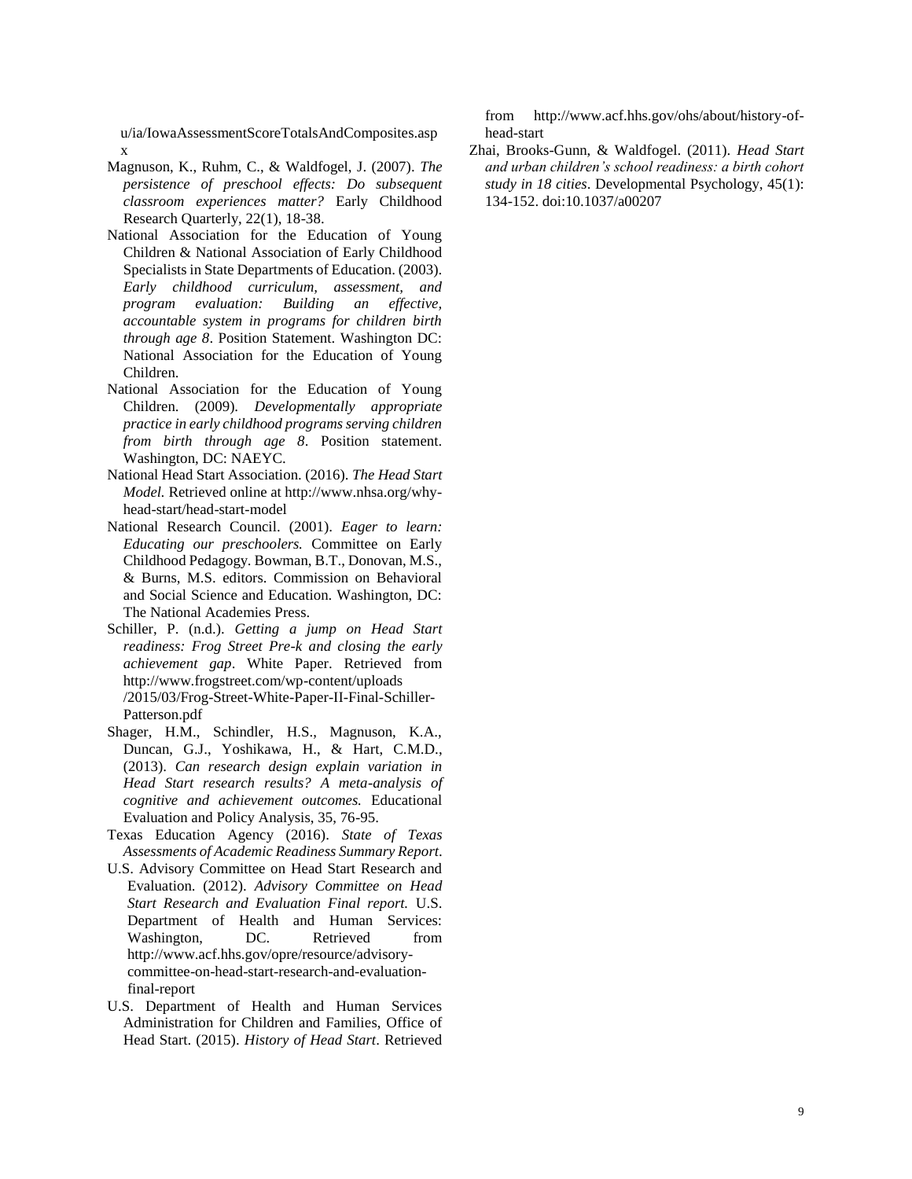u/ia/IowaAssessmentScoreTotalsAndComposites.aspx

Magnuson, K., Ruhm, C., & Waldfogel, J. (2007). *The persistence of preschool effects: Do subsequent classroom experiences matter?* Early Childhood Research Quarterly, 22(1), 18-38.

National Association for the Education of Young Children & National Association of Early Childhood Specialists in State Departments of Education. (2003). *Early childhood curriculum, assessment, and program evaluation: Building an effective, accountable system in programs for children birth through age 8*. Position Statement. Washington DC: National Association for the Education of Young Children.

National Association for the Education of Young Children. (2009). *Developmentally appropriate practice in early childhood programs serving children from birth through age 8*. Position statement. Washington, DC: NAEYC.

National Head Start Association. (2016). *The Head Start Model.* Retrieved online at http://www.nhsa.org/why-head-start/head-start-model

National Research Council. (2001). *Eager to learn: Educating our preschoolers.* Committee on Early Childhood Pedagogy. Bowman, B.T., Donovan, M.S., & Burns, M.S. editors. Commission on Behavioral and Social Science and Education. Washington, DC: The National Academies Press.

Schiller, P. (n.d.). *Getting a jump on Head Start readiness: Frog Street Pre-k and closing the early achievement gap*. White Paper. Retrieved from http://www.frogstreet.com/wp-content/uploads/2015/03/Frog-Street-White-Paper-II-Final-Schiller-Patterson.pdf

Shager, H.M., Schindler, H.S., Magnuson, K.A., Duncan, G.J., Yoshikawa, H., & Hart, C.M.D., (2013). *Can research design explain variation in Head Start research results? A meta-analysis of cognitive and achievement outcomes.* Educational Evaluation and Policy Analysis, 35, 76-95.

Texas Education Agency (2016). *State of Texas Assessments of Academic Readiness Summary Report*.

U.S. Advisory Committee on Head Start Research and Evaluation. (2012). *Advisory Committee on Head Start Research and Evaluation Final report.* U.S. Department of Health and Human Services: Washington, DC. Retrieved from http://www.acf.hhs.gov/opre/resource/advisory-committee-on-head-start-research-and-evaluation-final-report

U.S. Department of Health and Human Services Administration for Children and Families, Office of Head Start. (2015). *History of Head Start*. Retrieved from http://www.acf.hhs.gov/ohs/about/history-of-head-start

Zhai, Brooks-Gunn, & Waldfogel. (2011). *Head Start and urban children's school readiness: a birth cohort study in 18 cities*. Developmental Psychology, 45(1): 134-152. doi:10.1037/a00207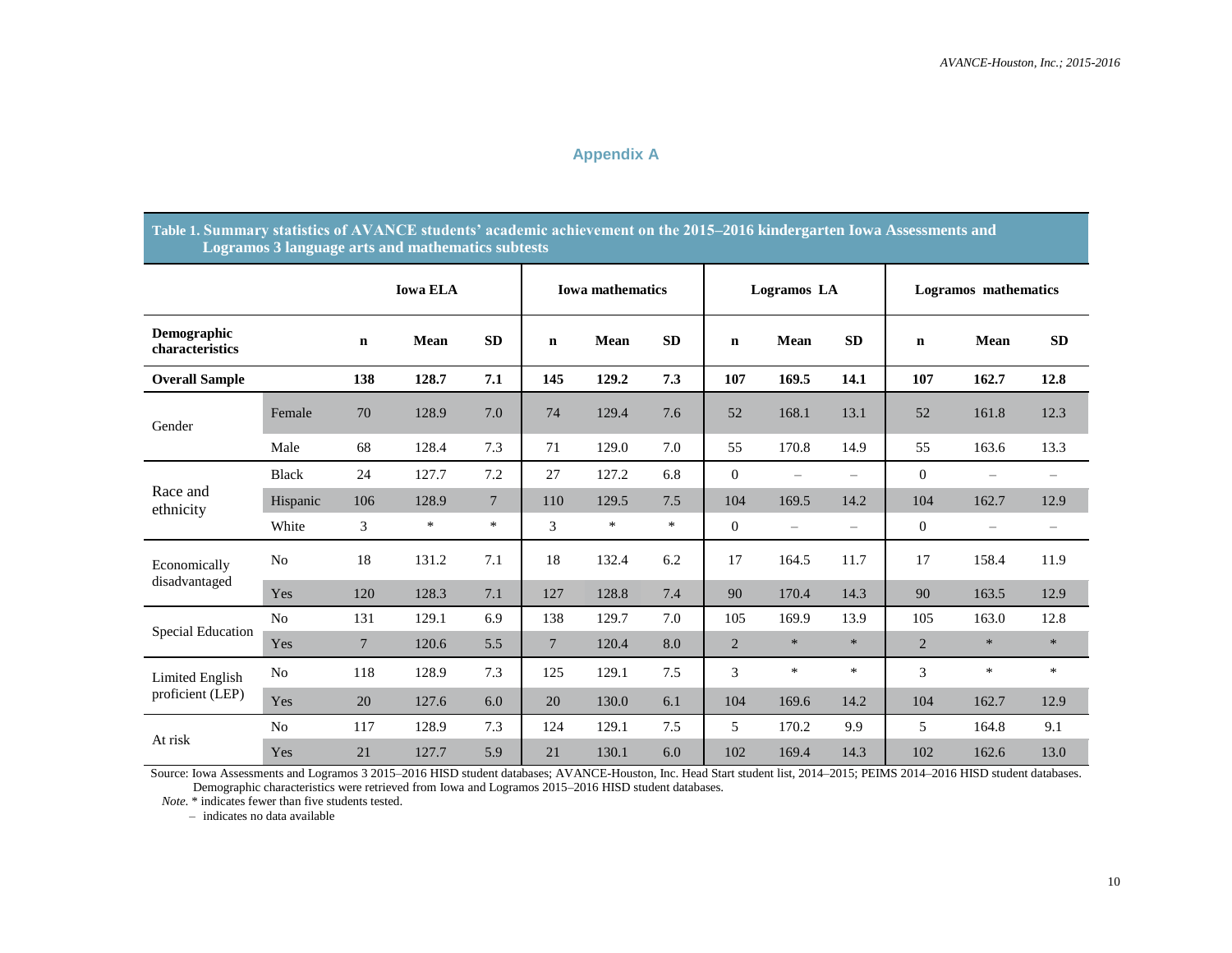## Appendix A

**Table 1. Summary statistics of AVANCE students' academic achievement on the 2015–2016 kindergarten Iowa Assessments and Logramos 3 language arts and mathematics subtests**

| | | Iowa ELA | | | Iowa mathematics | | | Logramos LA | | | Logramos mathematics | | |
|---|---|---|---|---|---|---|---|---|---|---|---|---|---|
| **Demographic characteristics** | | **n** | **Mean** | **SD** | **n** | **Mean** | **SD** | **n** | **Mean** | **SD** | **n** | **Mean** | **SD** |
| **Overall Sample** | | **138** | **128.7** | **7.1** | **145** | **129.2** | **7.3** | **107** | **169.5** | **14.1** | **107** | **162.7** | **12.8** |
| Gender | Female | 70 | 128.9 | 7.0 | 74 | 129.4 | 7.6 | 52 | 168.1 | 13.1 | 52 | 161.8 | 12.3 |
| | Male | 68 | 128.4 | 7.3 | 71 | 129.0 | 7.0 | 55 | 170.8 | 14.9 | 55 | 163.6 | 13.3 |
| Race and ethnicity | Black | 24 | 127.7 | 7.2 | 27 | 127.2 | 6.8 | 0 | – | – | 0 | – | – |
| | Hispanic | 106 | 128.9 | 7 | 110 | 129.5 | 7.5 | 104 | 169.5 | 14.2 | 104 | 162.7 | 12.9 |
| | White | 3 | * | * | 3 | * | * | 0 | – | – | 0 | – | – |
| Economically disadvantaged | No | 18 | 131.2 | 7.1 | 18 | 132.4 | 6.2 | 17 | 164.5 | 11.7 | 17 | 158.4 | 11.9 |
| | Yes | 120 | 128.3 | 7.1 | 127 | 128.8 | 7.4 | 90 | 170.4 | 14.3 | 90 | 163.5 | 12.9 |
| Special Education | No | 131 | 129.1 | 6.9 | 138 | 129.7 | 7.0 | 105 | 169.9 | 13.9 | 105 | 163.0 | 12.8 |
| | Yes | 7 | 120.6 | 5.5 | 7 | 120.4 | 8.0 | 2 | * | * | 2 | * | * |
| Limited English proficient (LEP) | No | 118 | 128.9 | 7.3 | 125 | 129.1 | 7.5 | 3 | * | * | 3 | * | * |
| | Yes | 20 | 127.6 | 6.0 | 20 | 130.0 | 6.1 | 104 | 169.6 | 14.2 | 104 | 162.7 | 12.9 |
| At risk | No | 117 | 128.9 | 7.3 | 124 | 129.1 | 7.5 | 5 | 170.2 | 9.9 | 5 | 164.8 | 9.1 |
| | Yes | 21 | 127.7 | 5.9 | 21 | 130.1 | 6.0 | 102 | 169.4 | 14.3 | 102 | 162.6 | 13.0 |

Source: Iowa Assessments and Logramos 3 2015–2016 HISD student databases; AVANCE-Houston, Inc. Head Start student list, 2014–2015; PEIMS 2014–2016 HISD student databases. Demographic characteristics were retrieved from Iowa and Logramos 2015–2016 HISD student databases.

*Note.* * indicates fewer than five students tested.

– indicates no data available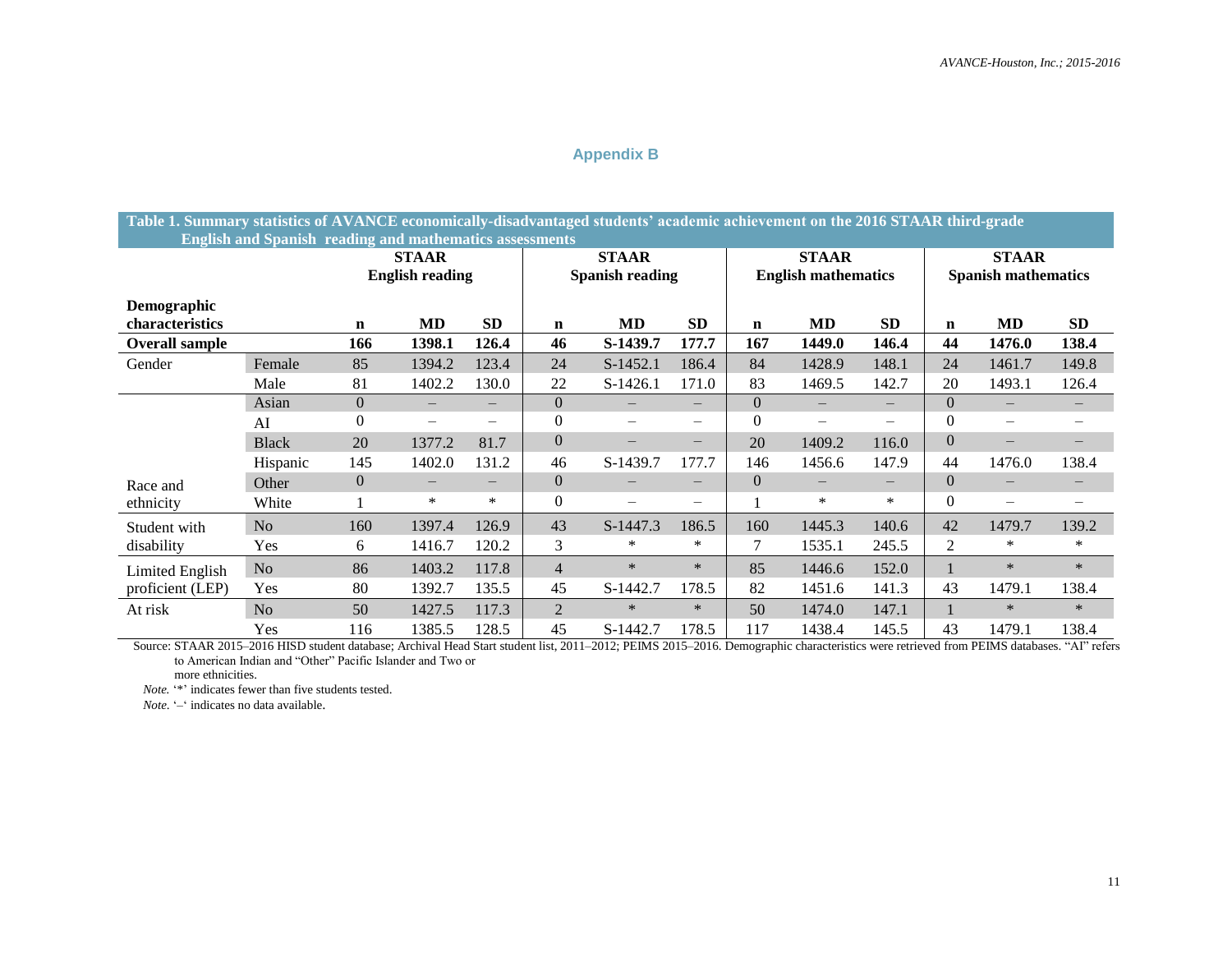# Appendix B

**Table 1. Summary statistics of AVANCE economically-disadvantaged students' academic achievement on the 2016 STAAR third-grade English and Spanish reading and mathematics assessments**

| | | STAAR English reading | | | STAAR Spanish reading | | | STAAR English mathematics | | | STAAR Spanish mathematics | | |
|---|---|---|---|---|---|---|---|---|---|---|---|---|---|
| **Demographic characteristics** | | **n** | **MD** | **SD** | **n** | **MD** | **SD** | **n** | **MD** | **SD** | **n** | **MD** | **SD** |
| **Overall sample** | | **166** | **1398.1** | **126.4** | **46** | **S-1439.7** | **177.7** | **167** | **1449.0** | **146.4** | **44** | **1476.0** | **138.4** |
| Gender | Female | 85 | 1394.2 | 123.4 | 24 | S-1452.1 | 186.4 | 84 | 1428.9 | 148.1 | 24 | 1461.7 | 149.8 |
| | Male | 81 | 1402.2 | 130.0 | 22 | S-1426.1 | 171.0 | 83 | 1469.5 | 142.7 | 20 | 1493.1 | 126.4 |
| Race and ethnicity | Asian | 0 | – | – | 0 | – | – | 0 | – | – | 0 | – | – |
| | AI | 0 | – | – | 0 | – | – | 0 | – | – | 0 | – | – |
| | Black | 20 | 1377.2 | 81.7 | 0 | – | – | 20 | 1409.2 | 116.0 | 0 | – | – |
| | Hispanic | 145 | 1402.0 | 131.2 | 46 | S-1439.7 | 177.7 | 146 | 1456.6 | 147.9 | 44 | 1476.0 | 138.4 |
| | Other | 0 | – | – | 0 | – | – | 0 | – | – | 0 | – | – |
| | White | 1 | * | * | 0 | – | – | 1 | * | * | 0 | – | – |
| Student with disability | No | 160 | 1397.4 | 126.9 | 43 | S-1447.3 | 186.5 | 160 | 1445.3 | 140.6 | 42 | 1479.7 | 139.2 |
| | Yes | 6 | 1416.7 | 120.2 | 3 | * | * | 7 | 1535.1 | 245.5 | 2 | * | * |
| Limited English proficient (LEP) | No | 86 | 1403.2 | 117.8 | 4 | * | * | 85 | 1446.6 | 152.0 | 1 | * | * |
| | Yes | 80 | 1392.7 | 135.5 | 45 | S-1442.7 | 178.5 | 82 | 1451.6 | 141.3 | 43 | 1479.1 | 138.4 |
| At risk | No | 50 | 1427.5 | 117.3 | 2 | * | * | 50 | 1474.0 | 147.1 | 1 | * | * |
| | Yes | 116 | 1385.5 | 128.5 | 45 | S-1442.7 | 178.5 | 117 | 1438.4 | 145.5 | 43 | 1479.1 | 138.4 |

Source: STAAR 2015–2016 HISD student database; Archival Head Start student list, 2011–2012; PEIMS 2015–2016. Demographic characteristics were retrieved from PEIMS databases. "AI" refers to American Indian and "Other" Pacific Islander and Two or more ethnicities.

*Note.* '*' indicates fewer than five students tested.

*Note.* '–' indicates no data available.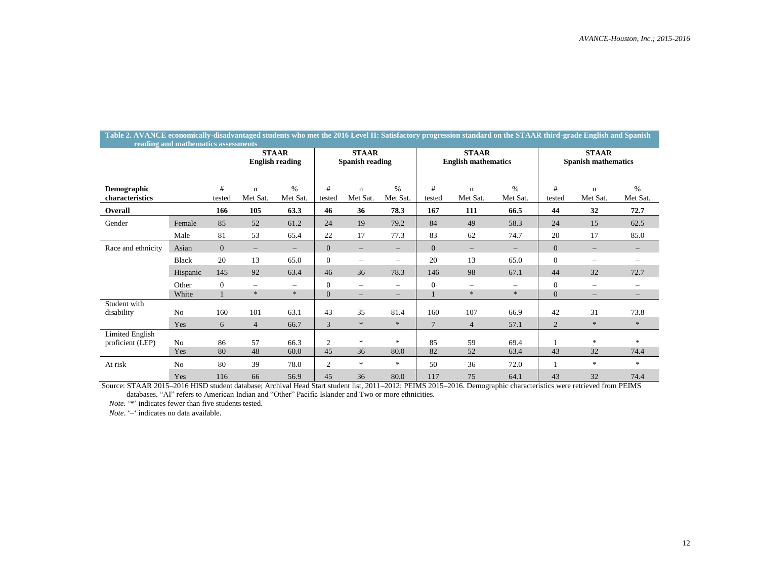**Table 2. AVANCE economically-disadvantaged students who met the 2016 Level II: Satisfactory progression standard on the STAAR third-grade English and Spanish reading and mathematics assessments**

| Demographic characteristics | | STAAR English reading # tested | STAAR English reading n Met Sat. | STAAR English reading % Met Sat. | STAAR Spanish reading # tested | STAAR Spanish reading n Met Sat. | STAAR Spanish reading % Met Sat. | STAAR English mathematics # tested | STAAR English mathematics n Met Sat. | STAAR English mathematics % Met Sat. | STAAR Spanish mathematics # tested | STAAR Spanish mathematics n Met Sat. | STAAR Spanish mathematics % Met Sat. |
|---|---|---|---|---|---|---|---|---|---|---|---|---|---|
| **Overall** | | **166** | **105** | **63.3** | **46** | **36** | **78.3** | **167** | **111** | **66.5** | **44** | **32** | **72.7** |
| Gender | Female | 85 | 52 | 61.2 | 24 | 19 | 79.2 | 84 | 49 | 58.3 | 24 | 15 | 62.5 |
| | Male | 81 | 53 | 65.4 | 22 | 17 | 77.3 | 83 | 62 | 74.7 | 20 | 17 | 85.0 |
| Race and ethnicity | Asian | 0 | – | – | 0 | – | – | 0 | – | – | 0 | – | – |
| | Black | 20 | 13 | 65.0 | 0 | – | – | 20 | 13 | 65.0 | 0 | – | – |
| | Hispanic | 145 | 92 | 63.4 | 46 | 36 | 78.3 | 146 | 98 | 67.1 | 44 | 32 | 72.7 |
| | Other | 0 | – | – | 0 | – | – | 0 | – | – | 0 | – | – |
| | White | 1 | * | * | 0 | – | – | 1 | * | * | 0 | – | – |
| Student with disability | No | 160 | 101 | 63.1 | 43 | 35 | 81.4 | 160 | 107 | 66.9 | 42 | 31 | 73.8 |
| | Yes | 6 | 4 | 66.7 | 3 | * | * | 7 | 4 | 57.1 | 2 | * | * |
| Limited English proficient (LEP) | No | 86 | 57 | 66.3 | 2 | * | * | 85 | 59 | 69.4 | 1 | * | * |
| | Yes | 80 | 48 | 60.0 | 45 | 36 | 80.0 | 82 | 52 | 63.4 | 43 | 32 | 74.4 |
| At risk | No | 80 | 39 | 78.0 | 2 | * | * | 50 | 36 | 72.0 | 1 | * | * |
| | Yes | 116 | 66 | 56.9 | 45 | 36 | 80.0 | 117 | 75 | 64.1 | 43 | 32 | 74.4 |

Source: STAAR 2015–2016 HISD student database; Archival Head Start student list, 2011–2012; PEIMS 2015–2016. Demographic characteristics were retrieved from PEIMS databases. "AI" refers to American Indian and "Other" Pacific Islander and Two or more ethnicities.

*Note*. '*' indicates fewer than five students tested.

*Note*. '–' indicates no data available.